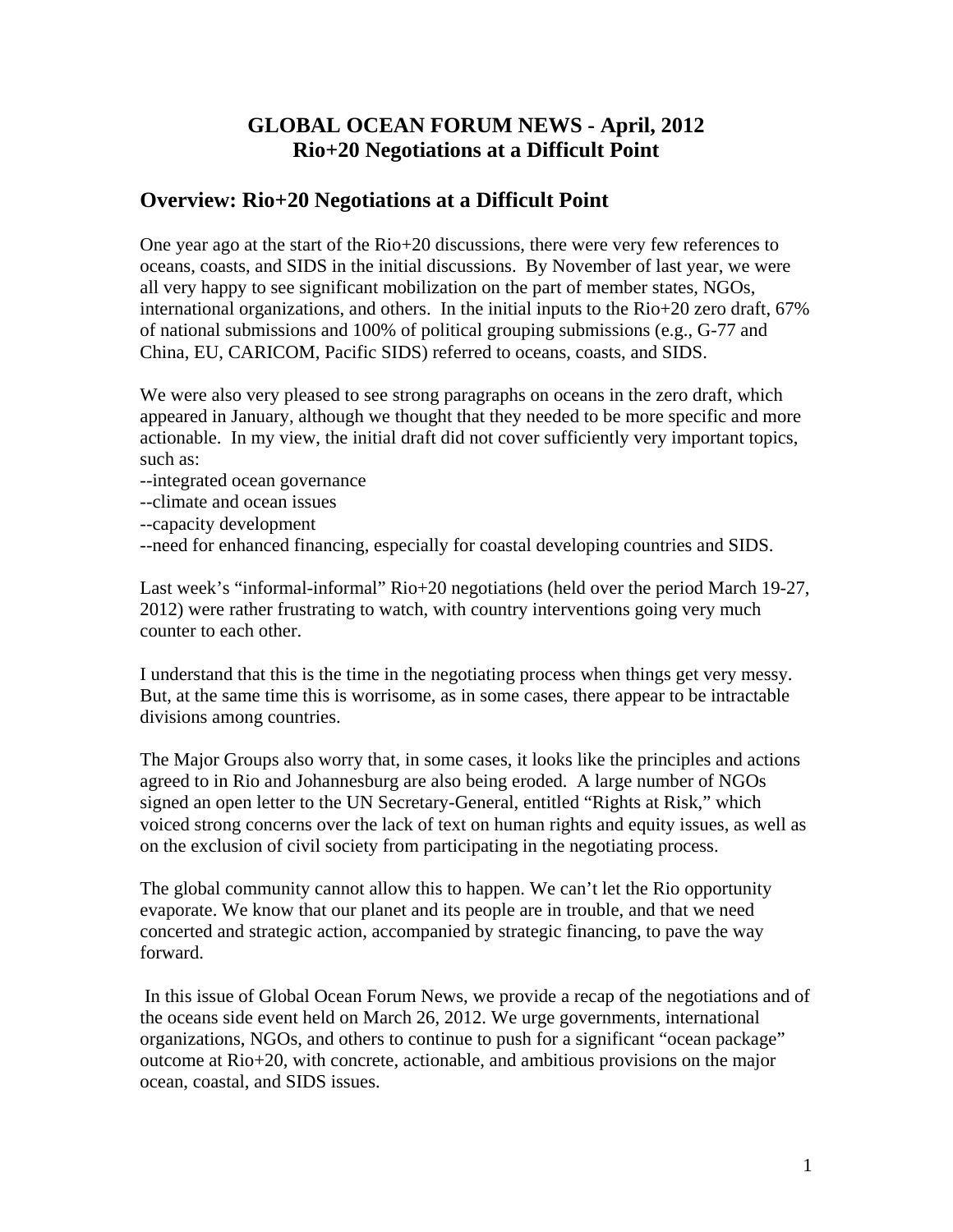# GLOBAL OCEAN FORUM NEWS - April, 2012
# Rio+20 Negotiations at a Difficult Point

## Overview: Rio+20 Negotiations at a Difficult Point

One year ago at the start of the Rio+20 discussions, there were very few references to oceans, coasts, and SIDS in the initial discussions. By November of last year, we were all very happy to see significant mobilization on the part of member states, NGOs, international organizations, and others. In the initial inputs to the Rio+20 zero draft, 67% of national submissions and 100% of political grouping submissions (e.g., G-77 and China, EU, CARICOM, Pacific SIDS) referred to oceans, coasts, and SIDS.

We were also very pleased to see strong paragraphs on oceans in the zero draft, which appeared in January, although we thought that they needed to be more specific and more actionable. In my view, the initial draft did not cover sufficiently very important topics, such as:

--integrated ocean governance
--climate and ocean issues
--capacity development
--need for enhanced financing, especially for coastal developing countries and SIDS.

Last week's "informal-informal" Rio+20 negotiations (held over the period March 19-27, 2012) were rather frustrating to watch, with country interventions going very much counter to each other.

I understand that this is the time in the negotiating process when things get very messy. But, at the same time this is worrisome, as in some cases, there appear to be intractable divisions among countries.

The Major Groups also worry that, in some cases, it looks like the principles and actions agreed to in Rio and Johannesburg are also being eroded. A large number of NGOs signed an open letter to the UN Secretary-General, entitled "Rights at Risk," which voiced strong concerns over the lack of text on human rights and equity issues, as well as on the exclusion of civil society from participating in the negotiating process.

The global community cannot allow this to happen. We can't let the Rio opportunity evaporate. We know that our planet and its people are in trouble, and that we need concerted and strategic action, accompanied by strategic financing, to pave the way forward.

In this issue of Global Ocean Forum News, we provide a recap of the negotiations and of the oceans side event held on March 26, 2012. We urge governments, international organizations, NGOs, and others to continue to push for a significant "ocean package" outcome at Rio+20, with concrete, actionable, and ambitious provisions on the major ocean, coastal, and SIDS issues.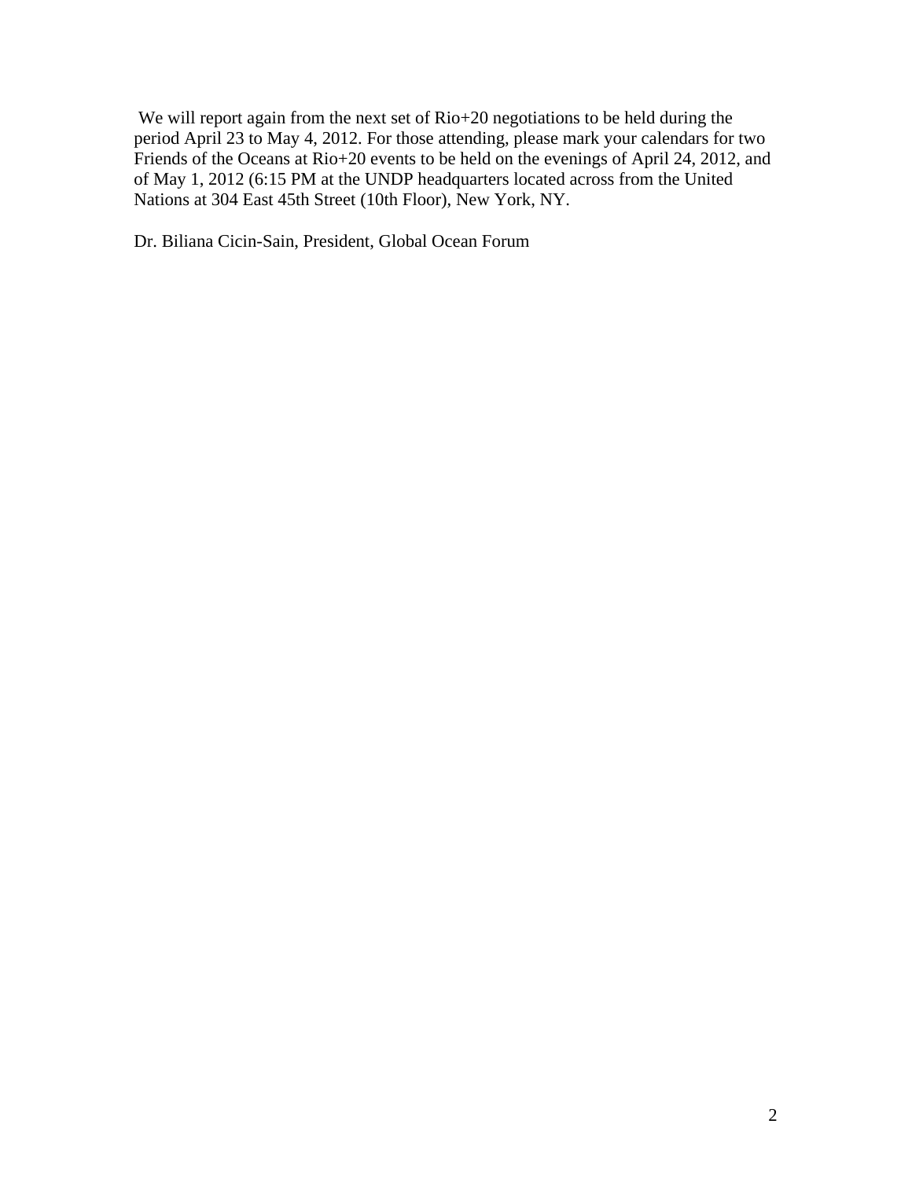We will report again from the next set of Rio+20 negotiations to be held during the period April 23 to May 4, 2012. For those attending, please mark your calendars for two Friends of the Oceans at Rio+20 events to be held on the evenings of April 24, 2012, and of May 1, 2012 (6:15 PM at the UNDP headquarters located across from the United Nations at 304 East 45th Street (10th Floor), New York, NY.

Dr. Biliana Cicin-Sain, President, Global Ocean Forum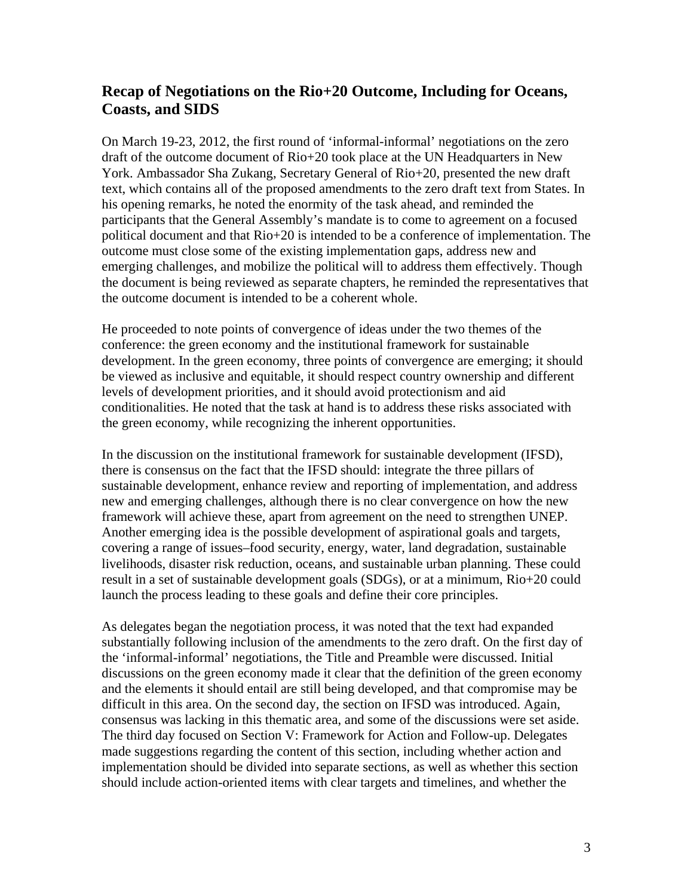## Recap of Negotiations on the Rio+20 Outcome, Including for Oceans, Coasts, and SIDS

On March 19-23, 2012, the first round of 'informal-informal' negotiations on the zero draft of the outcome document of Rio+20 took place at the UN Headquarters in New York. Ambassador Sha Zukang, Secretary General of Rio+20, presented the new draft text, which contains all of the proposed amendments to the zero draft text from States. In his opening remarks, he noted the enormity of the task ahead, and reminded the participants that the General Assembly's mandate is to come to agreement on a focused political document and that Rio+20 is intended to be a conference of implementation. The outcome must close some of the existing implementation gaps, address new and emerging challenges, and mobilize the political will to address them effectively. Though the document is being reviewed as separate chapters, he reminded the representatives that the outcome document is intended to be a coherent whole.

He proceeded to note points of convergence of ideas under the two themes of the conference: the green economy and the institutional framework for sustainable development. In the green economy, three points of convergence are emerging; it should be viewed as inclusive and equitable, it should respect country ownership and different levels of development priorities, and it should avoid protectionism and aid conditionalities. He noted that the task at hand is to address these risks associated with the green economy, while recognizing the inherent opportunities.

In the discussion on the institutional framework for sustainable development (IFSD), there is consensus on the fact that the IFSD should: integrate the three pillars of sustainable development, enhance review and reporting of implementation, and address new and emerging challenges, although there is no clear convergence on how the new framework will achieve these, apart from agreement on the need to strengthen UNEP. Another emerging idea is the possible development of aspirational goals and targets, covering a range of issues–food security, energy, water, land degradation, sustainable livelihoods, disaster risk reduction, oceans, and sustainable urban planning. These could result in a set of sustainable development goals (SDGs), or at a minimum, Rio+20 could launch the process leading to these goals and define their core principles.

As delegates began the negotiation process, it was noted that the text had expanded substantially following inclusion of the amendments to the zero draft. On the first day of the 'informal-informal' negotiations, the Title and Preamble were discussed. Initial discussions on the green economy made it clear that the definition of the green economy and the elements it should entail are still being developed, and that compromise may be difficult in this area. On the second day, the section on IFSD was introduced. Again, consensus was lacking in this thematic area, and some of the discussions were set aside. The third day focused on Section V: Framework for Action and Follow-up. Delegates made suggestions regarding the content of this section, including whether action and implementation should be divided into separate sections, as well as whether this section should include action-oriented items with clear targets and timelines, and whether the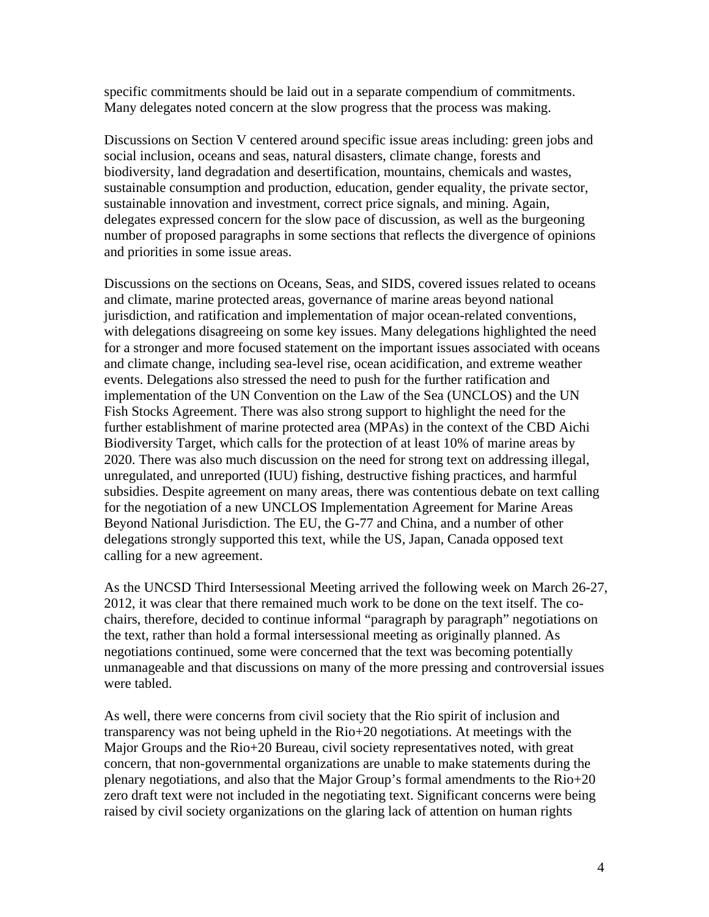specific commitments should be laid out in a separate compendium of commitments. Many delegates noted concern at the slow progress that the process was making.

Discussions on Section V centered around specific issue areas including: green jobs and social inclusion, oceans and seas, natural disasters, climate change, forests and biodiversity, land degradation and desertification, mountains, chemicals and wastes, sustainable consumption and production, education, gender equality, the private sector, sustainable innovation and investment, correct price signals, and mining. Again, delegates expressed concern for the slow pace of discussion, as well as the burgeoning number of proposed paragraphs in some sections that reflects the divergence of opinions and priorities in some issue areas.

Discussions on the sections on Oceans, Seas, and SIDS, covered issues related to oceans and climate, marine protected areas, governance of marine areas beyond national jurisdiction, and ratification and implementation of major ocean-related conventions, with delegations disagreeing on some key issues. Many delegations highlighted the need for a stronger and more focused statement on the important issues associated with oceans and climate change, including sea-level rise, ocean acidification, and extreme weather events. Delegations also stressed the need to push for the further ratification and implementation of the UN Convention on the Law of the Sea (UNCLOS) and the UN Fish Stocks Agreement. There was also strong support to highlight the need for the further establishment of marine protected area (MPAs) in the context of the CBD Aichi Biodiversity Target, which calls for the protection of at least 10% of marine areas by 2020. There was also much discussion on the need for strong text on addressing illegal, unregulated, and unreported (IUU) fishing, destructive fishing practices, and harmful subsidies. Despite agreement on many areas, there was contentious debate on text calling for the negotiation of a new UNCLOS Implementation Agreement for Marine Areas Beyond National Jurisdiction. The EU, the G-77 and China, and a number of other delegations strongly supported this text, while the US, Japan, Canada opposed text calling for a new agreement.

As the UNCSD Third Intersessional Meeting arrived the following week on March 26-27, 2012, it was clear that there remained much work to be done on the text itself. The co-chairs, therefore, decided to continue informal "paragraph by paragraph" negotiations on the text, rather than hold a formal intersessional meeting as originally planned. As negotiations continued, some were concerned that the text was becoming potentially unmanageable and that discussions on many of the more pressing and controversial issues were tabled.

As well, there were concerns from civil society that the Rio spirit of inclusion and transparency was not being upheld in the Rio+20 negotiations. At meetings with the Major Groups and the Rio+20 Bureau, civil society representatives noted, with great concern, that non-governmental organizations are unable to make statements during the plenary negotiations, and also that the Major Group's formal amendments to the Rio+20 zero draft text were not included in the negotiating text. Significant concerns were being raised by civil society organizations on the glaring lack of attention on human rights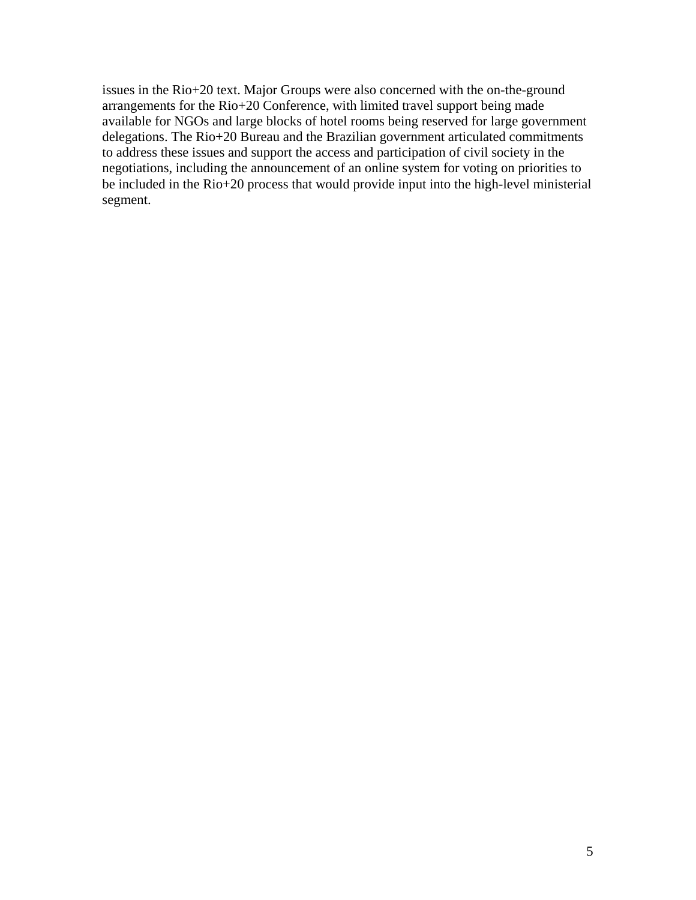issues in the Rio+20 text. Major Groups were also concerned with the on-the-ground arrangements for the Rio+20 Conference, with limited travel support being made available for NGOs and large blocks of hotel rooms being reserved for large government delegations. The Rio+20 Bureau and the Brazilian government articulated commitments to address these issues and support the access and participation of civil society in the negotiations, including the announcement of an online system for voting on priorities to be included in the Rio+20 process that would provide input into the high-level ministerial segment.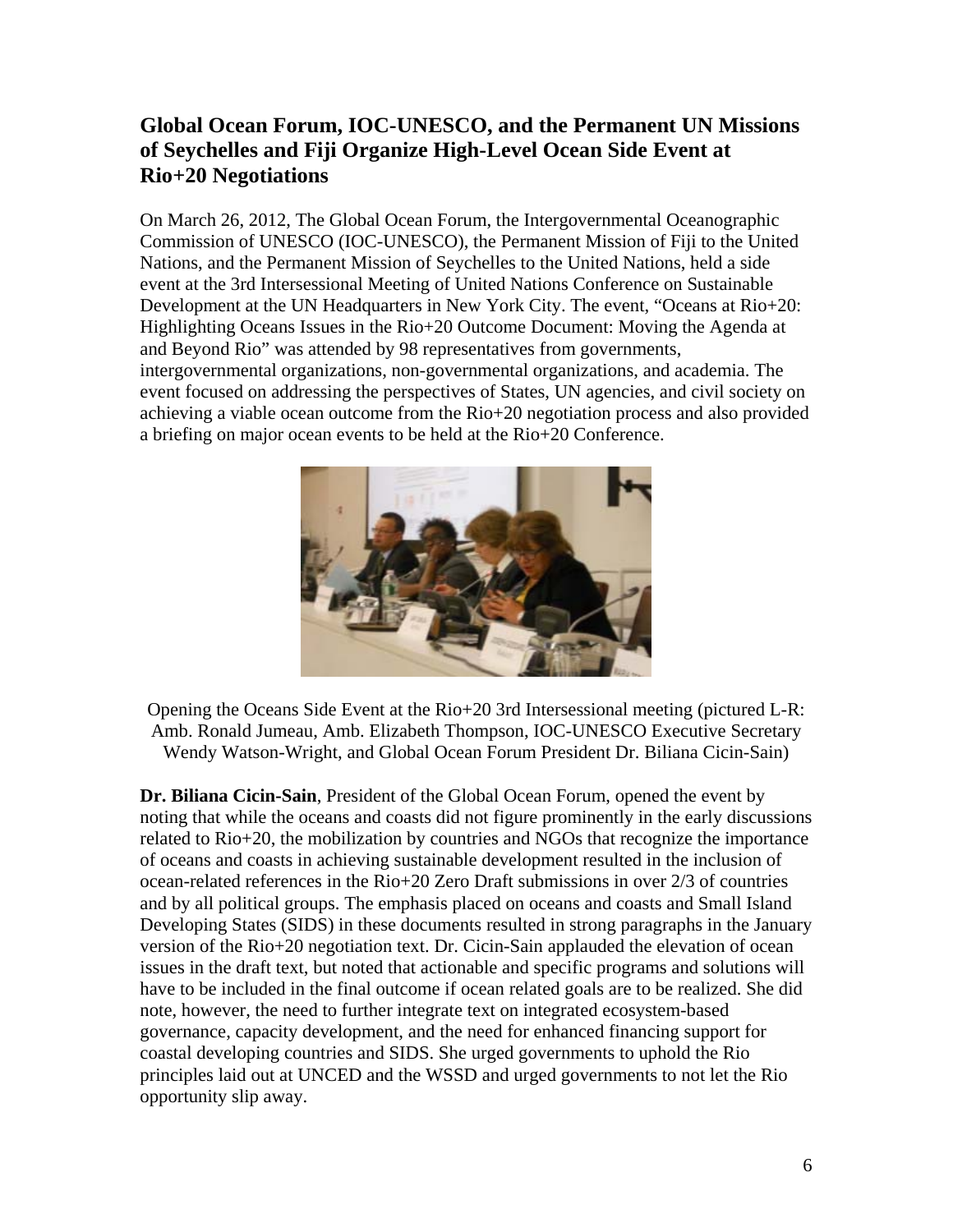## Global Ocean Forum, IOC-UNESCO, and the Permanent UN Missions of Seychelles and Fiji Organize High-Level Ocean Side Event at Rio+20 Negotiations

On March 26, 2012, The Global Ocean Forum, the Intergovernmental Oceanographic Commission of UNESCO (IOC-UNESCO), the Permanent Mission of Fiji to the United Nations, and the Permanent Mission of Seychelles to the United Nations, held a side event at the 3rd Intersessional Meeting of United Nations Conference on Sustainable Development at the UN Headquarters in New York City. The event, "Oceans at Rio+20: Highlighting Oceans Issues in the Rio+20 Outcome Document: Moving the Agenda at and Beyond Rio" was attended by 98 representatives from governments, intergovernmental organizations, non-governmental organizations, and academia. The event focused on addressing the perspectives of States, UN agencies, and civil society on achieving a viable ocean outcome from the Rio+20 negotiation process and also provided a briefing on major ocean events to be held at the Rio+20 Conference.

Opening the Oceans Side Event at the Rio+20 3rd Intersessional meeting (pictured L-R: Amb. Ronald Jumeau, Amb. Elizabeth Thompson, IOC-UNESCO Executive Secretary Wendy Watson-Wright, and Global Ocean Forum President Dr. Biliana Cicin-Sain)

**Dr. Biliana Cicin-Sain**, President of the Global Ocean Forum, opened the event by noting that while the oceans and coasts did not figure prominently in the early discussions related to Rio+20, the mobilization by countries and NGOs that recognize the importance of oceans and coasts in achieving sustainable development resulted in the inclusion of ocean-related references in the Rio+20 Zero Draft submissions in over 2/3 of countries and by all political groups. The emphasis placed on oceans and coasts and Small Island Developing States (SIDS) in these documents resulted in strong paragraphs in the January version of the Rio+20 negotiation text. Dr. Cicin-Sain applauded the elevation of ocean issues in the draft text, but noted that actionable and specific programs and solutions will have to be included in the final outcome if ocean related goals are to be realized. She did note, however, the need to further integrate text on integrated ecosystem-based governance, capacity development, and the need for enhanced financing support for coastal developing countries and SIDS. She urged governments to uphold the Rio principles laid out at UNCED and the WSSD and urged governments to not let the Rio opportunity slip away.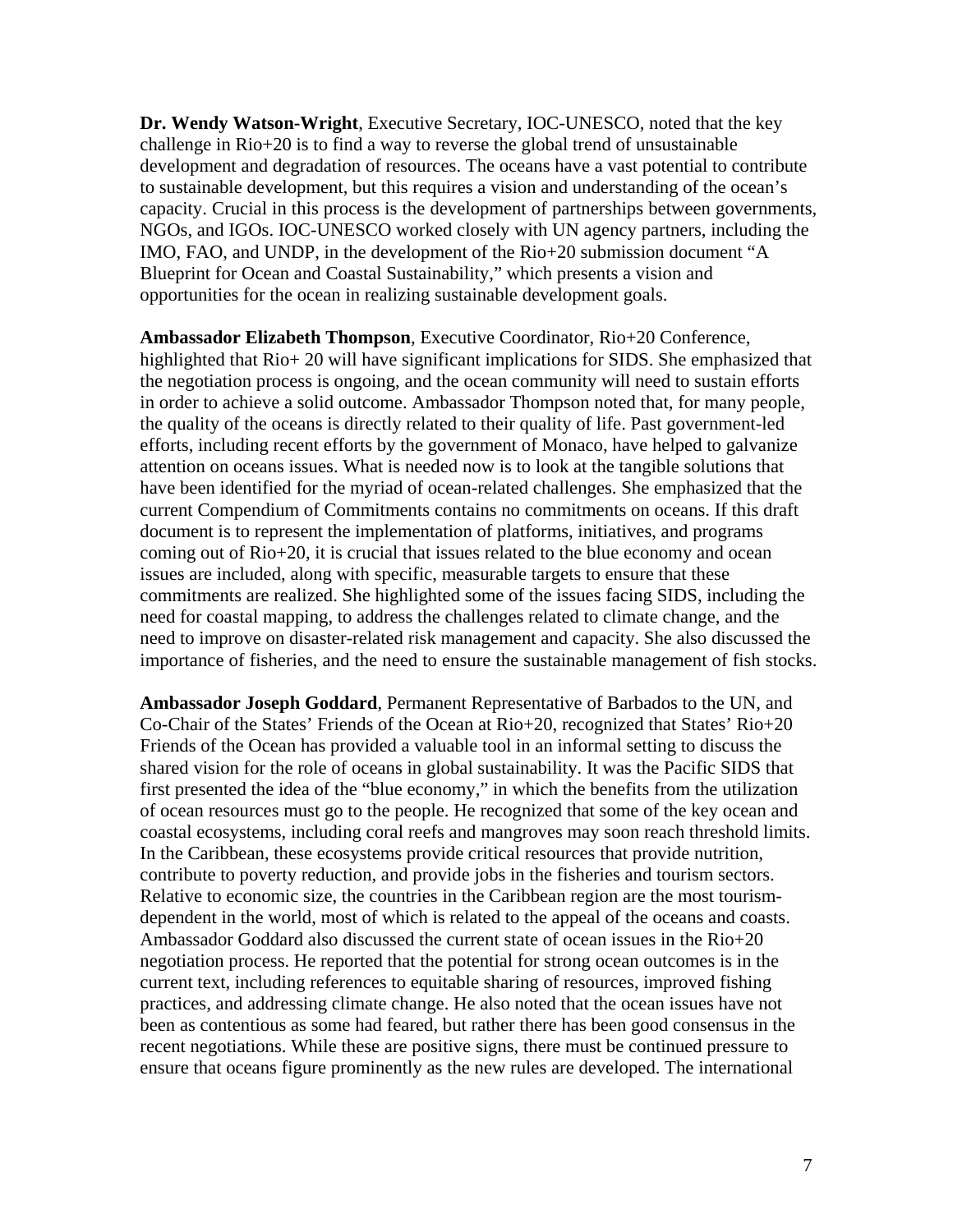**Dr. Wendy Watson-Wright**, Executive Secretary, IOC-UNESCO, noted that the key challenge in Rio+20 is to find a way to reverse the global trend of unsustainable development and degradation of resources. The oceans have a vast potential to contribute to sustainable development, but this requires a vision and understanding of the ocean's capacity. Crucial in this process is the development of partnerships between governments, NGOs, and IGOs. IOC-UNESCO worked closely with UN agency partners, including the IMO, FAO, and UNDP, in the development of the Rio+20 submission document "A Blueprint for Ocean and Coastal Sustainability," which presents a vision and opportunities for the ocean in realizing sustainable development goals.

**Ambassador Elizabeth Thompson**, Executive Coordinator, Rio+20 Conference, highlighted that Rio+ 20 will have significant implications for SIDS. She emphasized that the negotiation process is ongoing, and the ocean community will need to sustain efforts in order to achieve a solid outcome. Ambassador Thompson noted that, for many people, the quality of the oceans is directly related to their quality of life. Past government-led efforts, including recent efforts by the government of Monaco, have helped to galvanize attention on oceans issues. What is needed now is to look at the tangible solutions that have been identified for the myriad of ocean-related challenges. She emphasized that the current Compendium of Commitments contains no commitments on oceans. If this draft document is to represent the implementation of platforms, initiatives, and programs coming out of Rio+20, it is crucial that issues related to the blue economy and ocean issues are included, along with specific, measurable targets to ensure that these commitments are realized. She highlighted some of the issues facing SIDS, including the need for coastal mapping, to address the challenges related to climate change, and the need to improve on disaster-related risk management and capacity. She also discussed the importance of fisheries, and the need to ensure the sustainable management of fish stocks.

**Ambassador Joseph Goddard**, Permanent Representative of Barbados to the UN, and Co-Chair of the States' Friends of the Ocean at Rio+20, recognized that States' Rio+20 Friends of the Ocean has provided a valuable tool in an informal setting to discuss the shared vision for the role of oceans in global sustainability. It was the Pacific SIDS that first presented the idea of the "blue economy," in which the benefits from the utilization of ocean resources must go to the people. He recognized that some of the key ocean and coastal ecosystems, including coral reefs and mangroves may soon reach threshold limits. In the Caribbean, these ecosystems provide critical resources that provide nutrition, contribute to poverty reduction, and provide jobs in the fisheries and tourism sectors. Relative to economic size, the countries in the Caribbean region are the most tourism-dependent in the world, most of which is related to the appeal of the oceans and coasts. Ambassador Goddard also discussed the current state of ocean issues in the Rio+20 negotiation process. He reported that the potential for strong ocean outcomes is in the current text, including references to equitable sharing of resources, improved fishing practices, and addressing climate change. He also noted that the ocean issues have not been as contentious as some had feared, but rather there has been good consensus in the recent negotiations. While these are positive signs, there must be continued pressure to ensure that oceans figure prominently as the new rules are developed. The international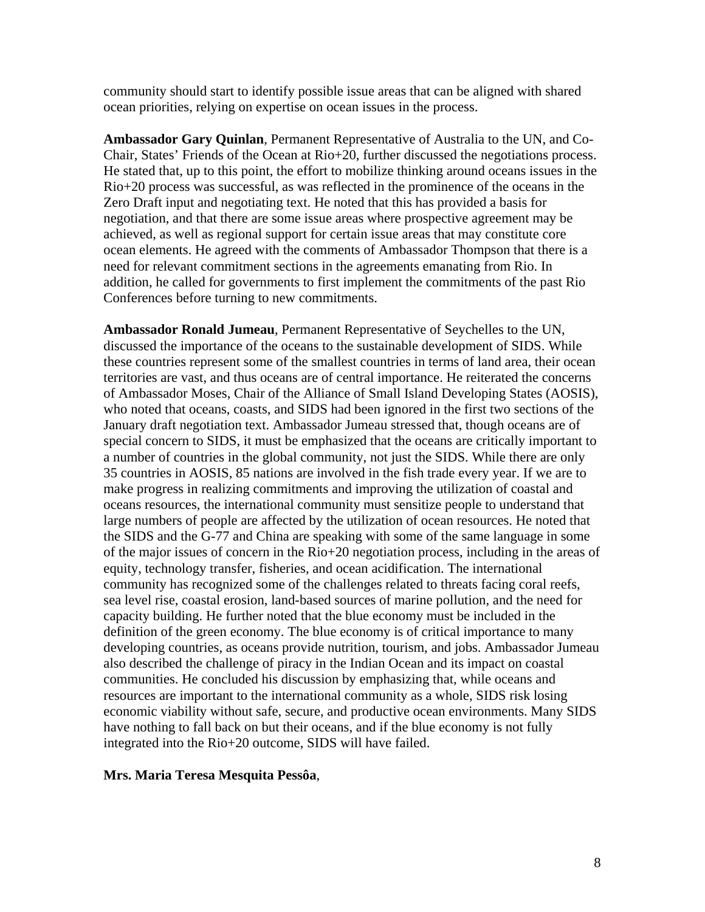community should start to identify possible issue areas that can be aligned with shared ocean priorities, relying on expertise on ocean issues in the process.

**Ambassador Gary Quinlan**, Permanent Representative of Australia to the UN, and Co-Chair, States' Friends of the Ocean at Rio+20, further discussed the negotiations process. He stated that, up to this point, the effort to mobilize thinking around oceans issues in the Rio+20 process was successful, as was reflected in the prominence of the oceans in the Zero Draft input and negotiating text. He noted that this has provided a basis for negotiation, and that there are some issue areas where prospective agreement may be achieved, as well as regional support for certain issue areas that may constitute core ocean elements. He agreed with the comments of Ambassador Thompson that there is a need for relevant commitment sections in the agreements emanating from Rio. In addition, he called for governments to first implement the commitments of the past Rio Conferences before turning to new commitments.

**Ambassador Ronald Jumeau**, Permanent Representative of Seychelles to the UN, discussed the importance of the oceans to the sustainable development of SIDS. While these countries represent some of the smallest countries in terms of land area, their ocean territories are vast, and thus oceans are of central importance. He reiterated the concerns of Ambassador Moses, Chair of the Alliance of Small Island Developing States (AOSIS), who noted that oceans, coasts, and SIDS had been ignored in the first two sections of the January draft negotiation text. Ambassador Jumeau stressed that, though oceans are of special concern to SIDS, it must be emphasized that the oceans are critically important to a number of countries in the global community, not just the SIDS. While there are only 35 countries in AOSIS, 85 nations are involved in the fish trade every year. If we are to make progress in realizing commitments and improving the utilization of coastal and oceans resources, the international community must sensitize people to understand that large numbers of people are affected by the utilization of ocean resources. He noted that the SIDS and the G-77 and China are speaking with some of the same language in some of the major issues of concern in the Rio+20 negotiation process, including in the areas of equity, technology transfer, fisheries, and ocean acidification. The international community has recognized some of the challenges related to threats facing coral reefs, sea level rise, coastal erosion, land-based sources of marine pollution, and the need for capacity building. He further noted that the blue economy must be included in the definition of the green economy. The blue economy is of critical importance to many developing countries, as oceans provide nutrition, tourism, and jobs. Ambassador Jumeau also described the challenge of piracy in the Indian Ocean and its impact on coastal communities. He concluded his discussion by emphasizing that, while oceans and resources are important to the international community as a whole, SIDS risk losing economic viability without safe, secure, and productive ocean environments. Many SIDS have nothing to fall back on but their oceans, and if the blue economy is not fully integrated into the Rio+20 outcome, SIDS will have failed.

**Mrs. Maria Teresa Mesquita Pessôa**,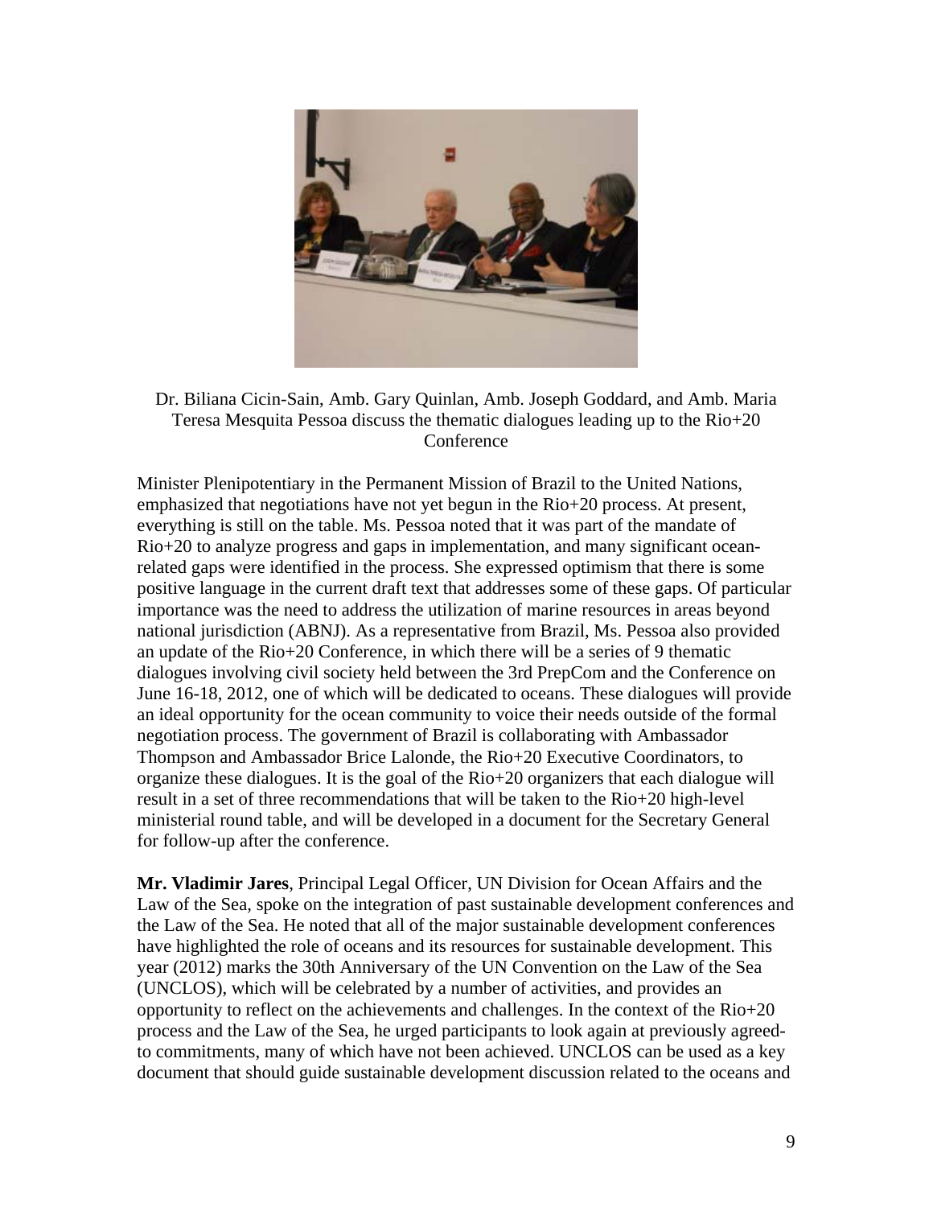Dr. Biliana Cicin-Sain, Amb. Gary Quinlan, Amb. Joseph Goddard, and Amb. Maria Teresa Mesquita Pessoa discuss the thematic dialogues leading up to the Rio+20 Conference

Minister Plenipotentiary in the Permanent Mission of Brazil to the United Nations, emphasized that negotiations have not yet begun in the Rio+20 process. At present, everything is still on the table. Ms. Pessoa noted that it was part of the mandate of Rio+20 to analyze progress and gaps in implementation, and many significant ocean-related gaps were identified in the process. She expressed optimism that there is some positive language in the current draft text that addresses some of these gaps. Of particular importance was the need to address the utilization of marine resources in areas beyond national jurisdiction (ABNJ). As a representative from Brazil, Ms. Pessoa also provided an update of the Rio+20 Conference, in which there will be a series of 9 thematic dialogues involving civil society held between the 3rd PrepCom and the Conference on June 16-18, 2012, one of which will be dedicated to oceans. These dialogues will provide an ideal opportunity for the ocean community to voice their needs outside of the formal negotiation process. The government of Brazil is collaborating with Ambassador Thompson and Ambassador Brice Lalonde, the Rio+20 Executive Coordinators, to organize these dialogues. It is the goal of the Rio+20 organizers that each dialogue will result in a set of three recommendations that will be taken to the Rio+20 high-level ministerial round table, and will be developed in a document for the Secretary General for follow-up after the conference.

**Mr. Vladimir Jares**, Principal Legal Officer, UN Division for Ocean Affairs and the Law of the Sea, spoke on the integration of past sustainable development conferences and the Law of the Sea. He noted that all of the major sustainable development conferences have highlighted the role of oceans and its resources for sustainable development. This year (2012) marks the 30th Anniversary of the UN Convention on the Law of the Sea (UNCLOS), which will be celebrated by a number of activities, and provides an opportunity to reflect on the achievements and challenges. In the context of the Rio+20 process and the Law of the Sea, he urged participants to look again at previously agreed-to commitments, many of which have not been achieved. UNCLOS can be used as a key document that should guide sustainable development discussion related to the oceans and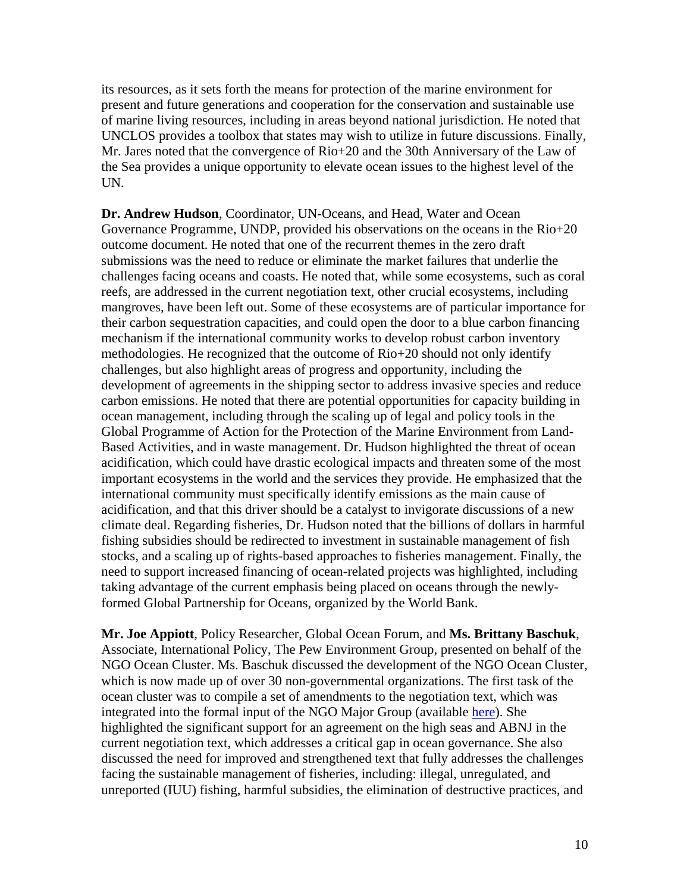its resources, as it sets forth the means for protection of the marine environment for present and future generations and cooperation for the conservation and sustainable use of marine living resources, including in areas beyond national jurisdiction. He noted that UNCLOS provides a toolbox that states may wish to utilize in future discussions. Finally, Mr. Jares noted that the convergence of Rio+20 and the 30th Anniversary of the Law of the Sea provides a unique opportunity to elevate ocean issues to the highest level of the UN.

**Dr. Andrew Hudson**, Coordinator, UN-Oceans, and Head, Water and Ocean Governance Programme, UNDP, provided his observations on the oceans in the Rio+20 outcome document. He noted that one of the recurrent themes in the zero draft submissions was the need to reduce or eliminate the market failures that underlie the challenges facing oceans and coasts. He noted that, while some ecosystems, such as coral reefs, are addressed in the current negotiation text, other crucial ecosystems, including mangroves, have been left out. Some of these ecosystems are of particular importance for their carbon sequestration capacities, and could open the door to a blue carbon financing mechanism if the international community works to develop robust carbon inventory methodologies. He recognized that the outcome of Rio+20 should not only identify challenges, but also highlight areas of progress and opportunity, including the development of agreements in the shipping sector to address invasive species and reduce carbon emissions. He noted that there are potential opportunities for capacity building in ocean management, including through the scaling up of legal and policy tools in the Global Programme of Action for the Protection of the Marine Environment from Land-Based Activities, and in waste management. Dr. Hudson highlighted the threat of ocean acidification, which could have drastic ecological impacts and threaten some of the most important ecosystems in the world and the services they provide. He emphasized that the international community must specifically identify emissions as the main cause of acidification, and that this driver should be a catalyst to invigorate discussions of a new climate deal. Regarding fisheries, Dr. Hudson noted that the billions of dollars in harmful fishing subsidies should be redirected to investment in sustainable management of fish stocks, and a scaling up of rights-based approaches to fisheries management. Finally, the need to support increased financing of ocean-related projects was highlighted, including taking advantage of the current emphasis being placed on oceans through the newly-formed Global Partnership for Oceans, organized by the World Bank.

**Mr. Joe Appiott**, Policy Researcher, Global Ocean Forum, and **Ms. Brittany Baschuk**, Associate, International Policy, The Pew Environment Group, presented on behalf of the NGO Ocean Cluster. Ms. Baschuk discussed the development of the NGO Ocean Cluster, which is now made up of over 30 non-governmental organizations. The first task of the ocean cluster was to compile a set of amendments to the negotiation text, which was integrated into the formal input of the NGO Major Group (available here). She highlighted the significant support for an agreement on the high seas and ABNJ in the current negotiation text, which addresses a critical gap in ocean governance. She also discussed the need for improved and strengthened text that fully addresses the challenges facing the sustainable management of fisheries, including: illegal, unregulated, and unreported (IUU) fishing, harmful subsidies, the elimination of destructive practices, and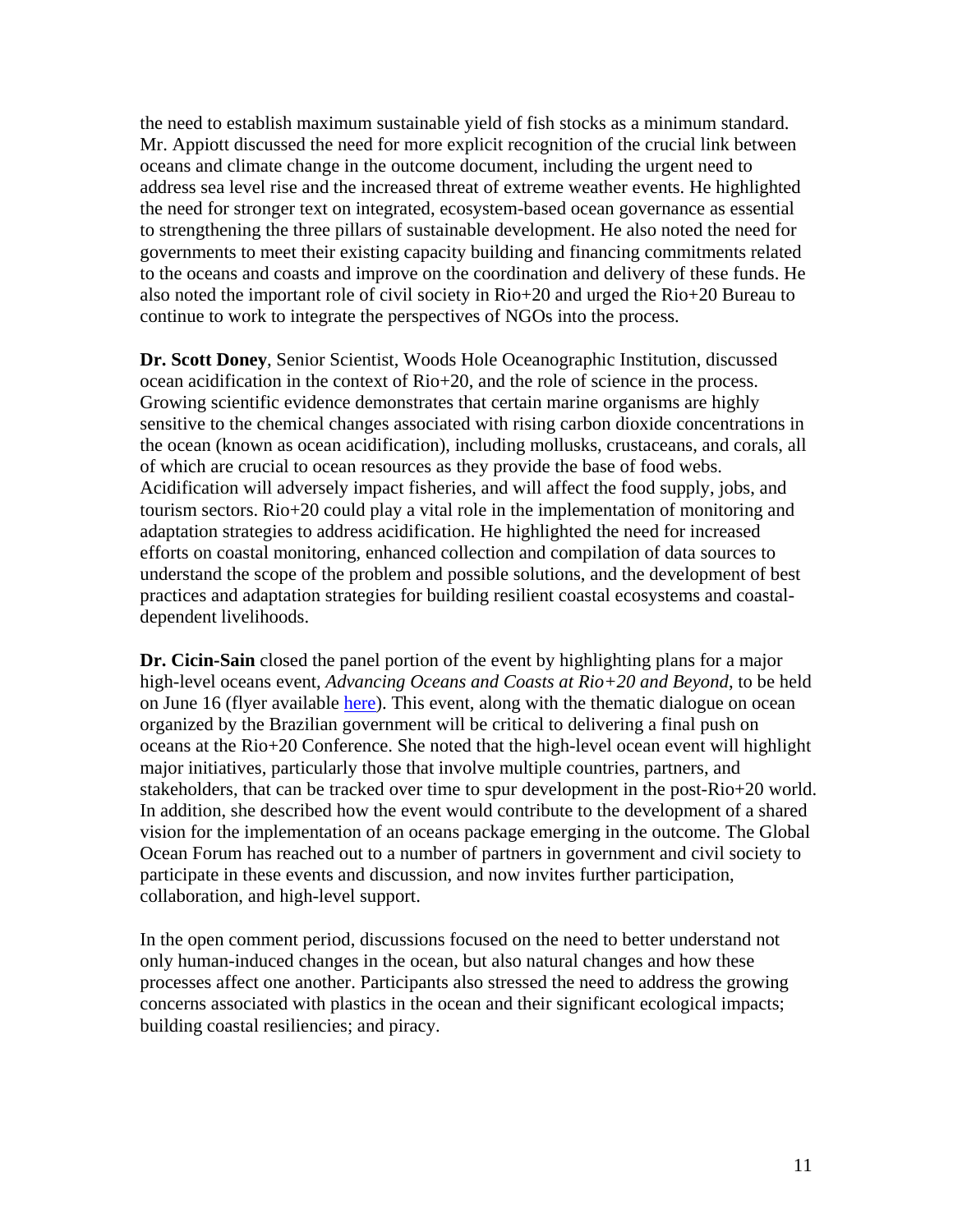the need to establish maximum sustainable yield of fish stocks as a minimum standard. Mr. Appiott discussed the need for more explicit recognition of the crucial link between oceans and climate change in the outcome document, including the urgent need to address sea level rise and the increased threat of extreme weather events. He highlighted the need for stronger text on integrated, ecosystem-based ocean governance as essential to strengthening the three pillars of sustainable development. He also noted the need for governments to meet their existing capacity building and financing commitments related to the oceans and coasts and improve on the coordination and delivery of these funds. He also noted the important role of civil society in Rio+20 and urged the Rio+20 Bureau to continue to work to integrate the perspectives of NGOs into the process.

**Dr. Scott Doney**, Senior Scientist, Woods Hole Oceanographic Institution, discussed ocean acidification in the context of Rio+20, and the role of science in the process. Growing scientific evidence demonstrates that certain marine organisms are highly sensitive to the chemical changes associated with rising carbon dioxide concentrations in the ocean (known as ocean acidification), including mollusks, crustaceans, and corals, all of which are crucial to ocean resources as they provide the base of food webs. Acidification will adversely impact fisheries, and will affect the food supply, jobs, and tourism sectors. Rio+20 could play a vital role in the implementation of monitoring and adaptation strategies to address acidification. He highlighted the need for increased efforts on coastal monitoring, enhanced collection and compilation of data sources to understand the scope of the problem and possible solutions, and the development of best practices and adaptation strategies for building resilient coastal ecosystems and coastal-dependent livelihoods.

**Dr. Cicin-Sain** closed the panel portion of the event by highlighting plans for a major high-level oceans event, *Advancing Oceans and Coasts at Rio+20 and Beyond*, to be held on June 16 (flyer available here). This event, along with the thematic dialogue on ocean organized by the Brazilian government will be critical to delivering a final push on oceans at the Rio+20 Conference. She noted that the high-level ocean event will highlight major initiatives, particularly those that involve multiple countries, partners, and stakeholders, that can be tracked over time to spur development in the post-Rio+20 world. In addition, she described how the event would contribute to the development of a shared vision for the implementation of an oceans package emerging in the outcome. The Global Ocean Forum has reached out to a number of partners in government and civil society to participate in these events and discussion, and now invites further participation, collaboration, and high-level support.

In the open comment period, discussions focused on the need to better understand not only human-induced changes in the ocean, but also natural changes and how these processes affect one another. Participants also stressed the need to address the growing concerns associated with plastics in the ocean and their significant ecological impacts; building coastal resiliencies; and piracy.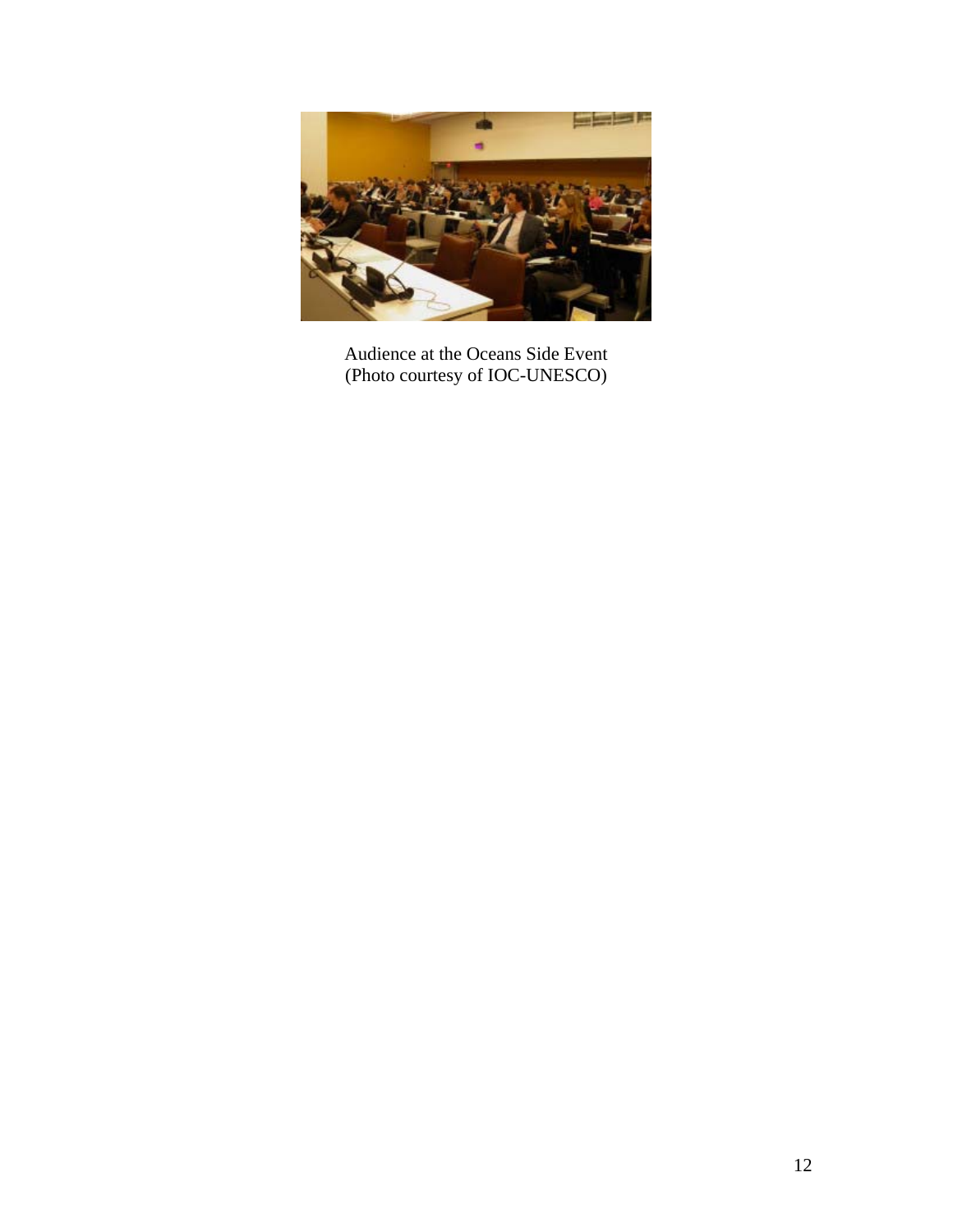Audience at the Oceans Side Event
(Photo courtesy of IOC-UNESCO)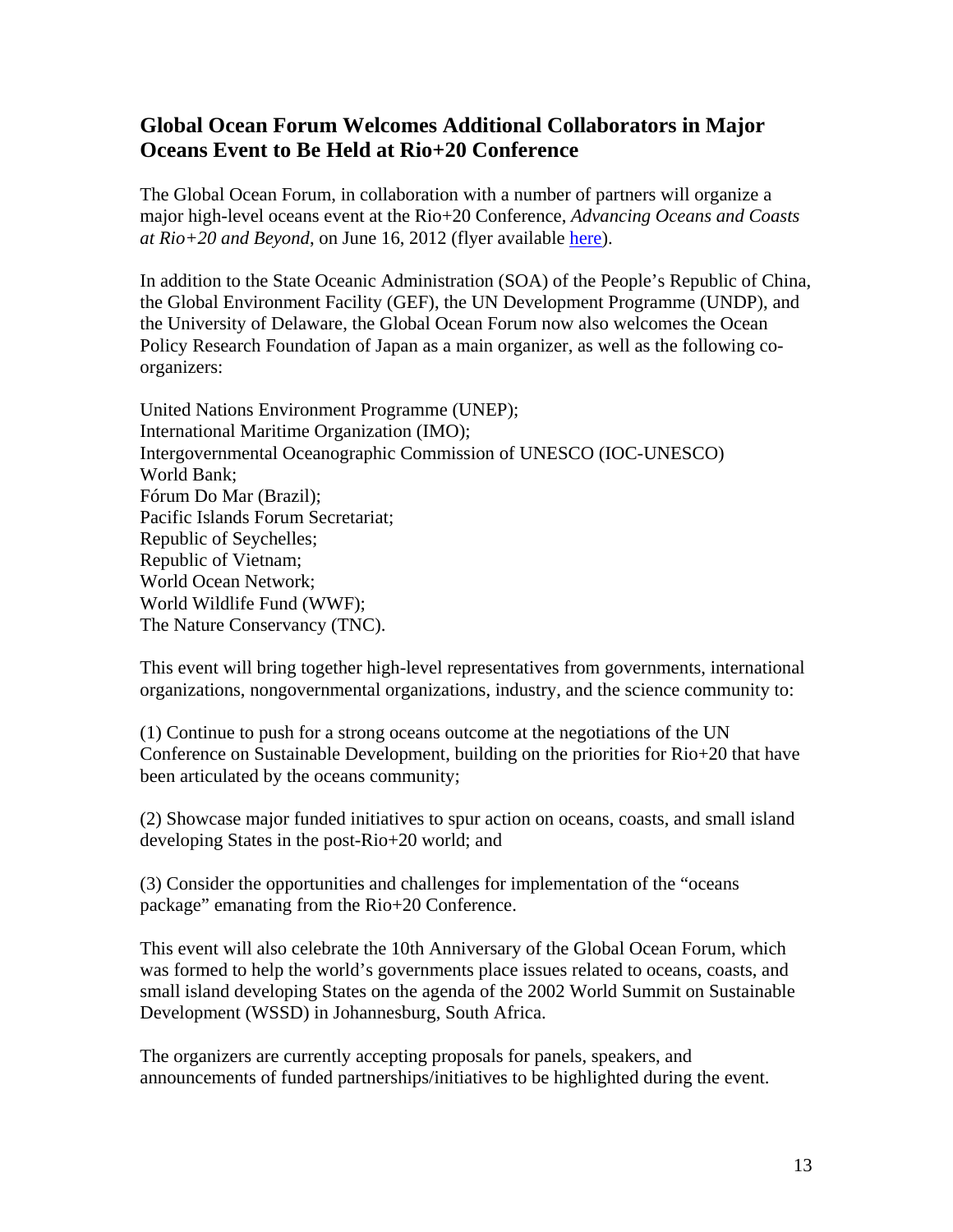## Global Ocean Forum Welcomes Additional Collaborators in Major Oceans Event to Be Held at Rio+20 Conference

The Global Ocean Forum, in collaboration with a number of partners will organize a major high-level oceans event at the Rio+20 Conference, *Advancing Oceans and Coasts at Rio+20 and Beyond*, on June 16, 2012 (flyer available here).

In addition to the State Oceanic Administration (SOA) of the People's Republic of China, the Global Environment Facility (GEF), the UN Development Programme (UNDP), and the University of Delaware, the Global Ocean Forum now also welcomes the Ocean Policy Research Foundation of Japan as a main organizer, as well as the following co-organizers:

United Nations Environment Programme (UNEP);
International Maritime Organization (IMO);
Intergovernmental Oceanographic Commission of UNESCO (IOC-UNESCO)
World Bank;
Fórum Do Mar (Brazil);
Pacific Islands Forum Secretariat;
Republic of Seychelles;
Republic of Vietnam;
World Ocean Network;
World Wildlife Fund (WWF);
The Nature Conservancy (TNC).

This event will bring together high-level representatives from governments, international organizations, nongovernmental organizations, industry, and the science community to:

(1) Continue to push for a strong oceans outcome at the negotiations of the UN Conference on Sustainable Development, building on the priorities for Rio+20 that have been articulated by the oceans community;

(2) Showcase major funded initiatives to spur action on oceans, coasts, and small island developing States in the post-Rio+20 world; and

(3) Consider the opportunities and challenges for implementation of the "oceans package" emanating from the Rio+20 Conference.

This event will also celebrate the 10th Anniversary of the Global Ocean Forum, which was formed to help the world's governments place issues related to oceans, coasts, and small island developing States on the agenda of the 2002 World Summit on Sustainable Development (WSSD) in Johannesburg, South Africa.

The organizers are currently accepting proposals for panels, speakers, and announcements of funded partnerships/initiatives to be highlighted during the event.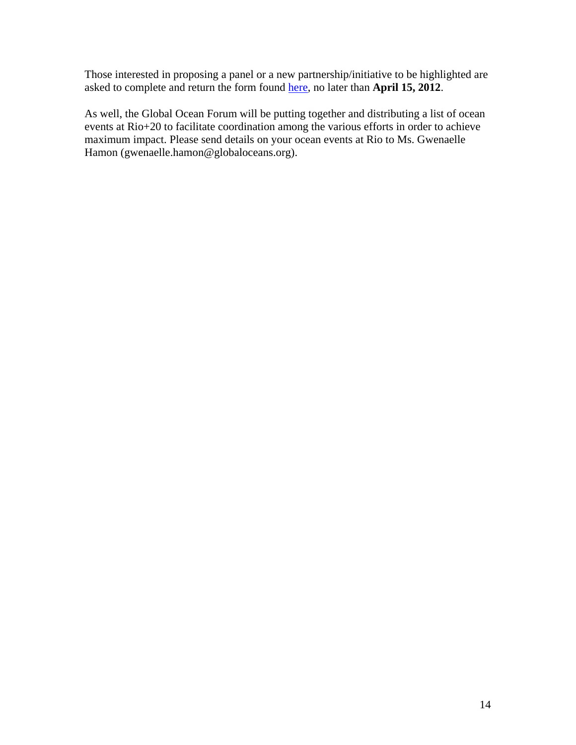Those interested in proposing a panel or a new partnership/initiative to be highlighted are asked to complete and return the form found here, no later than **April 15, 2012**.

As well, the Global Ocean Forum will be putting together and distributing a list of ocean events at Rio+20 to facilitate coordination among the various efforts in order to achieve maximum impact. Please send details on your ocean events at Rio to Ms. Gwenaelle Hamon (gwenaelle.hamon@globaloceans.org).